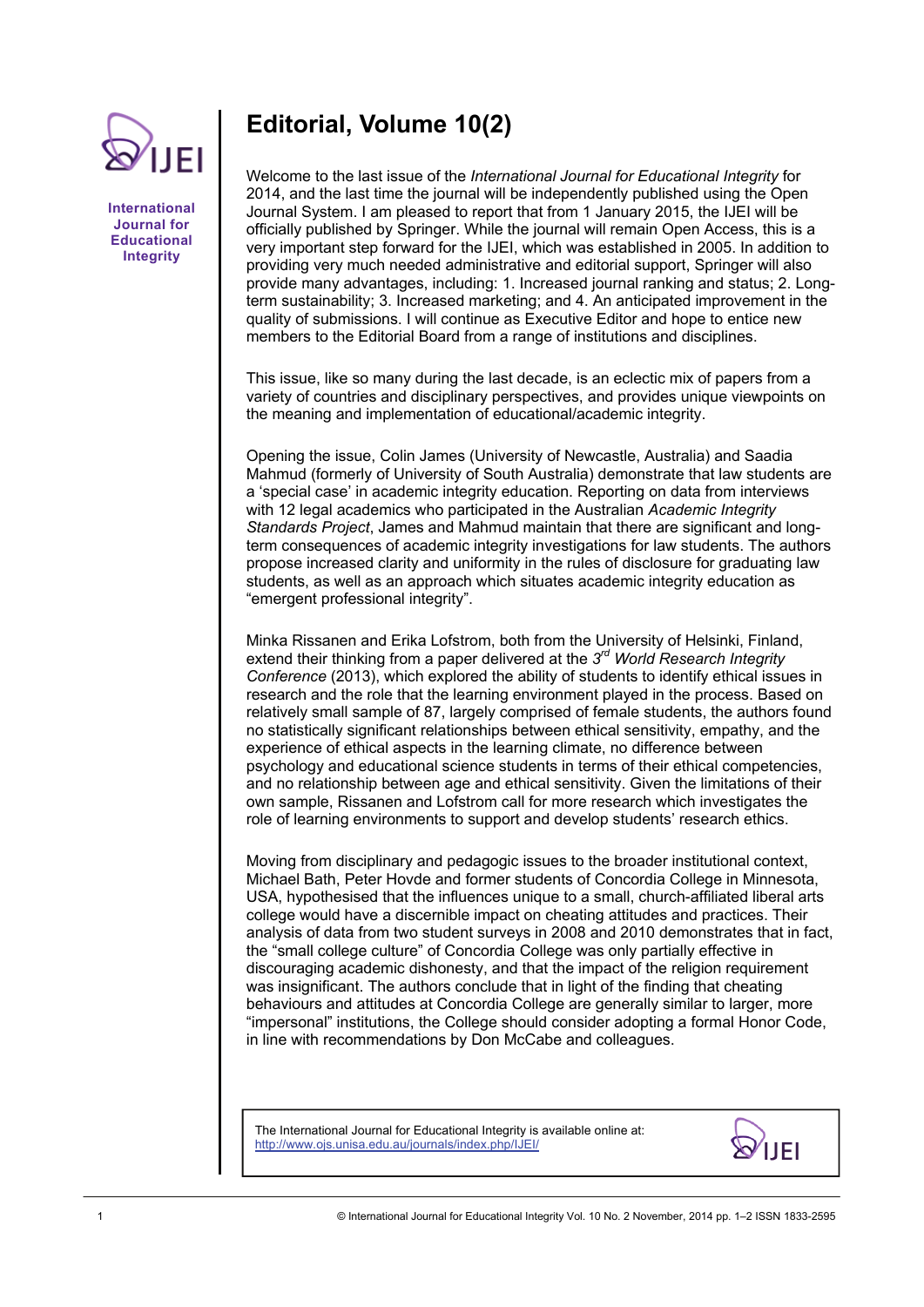# Editorial, Volume 10(2)

Welcome to the last issue of the *International Journal for Educational Integrity* for 2014, and the last time the journal will be independently published using the Open Journal System. I am pleased to report that from 1 January 2015, the IJEI will be officially published by Springer. While the journal will remain Open Access, this is a very important step forward for the IJEI, which was established in 2005. In addition to providing very much needed administrative and editorial support, Springer will also provide many advantages, including: 1. Increased journal ranking and status; 2. Long-term sustainability; 3. Increased marketing; and 4. An anticipated improvement in the quality of submissions. I will continue as Executive Editor and hope to entice new members to the Editorial Board from a range of institutions and disciplines.

This issue, like so many during the last decade, is an eclectic mix of papers from a variety of countries and disciplinary perspectives, and provides unique viewpoints on the meaning and implementation of educational/academic integrity.

Opening the issue, Colin James (University of Newcastle, Australia) and Saadia Mahmud (formerly of University of South Australia) demonstrate that law students are a 'special case' in academic integrity education. Reporting on data from interviews with 12 legal academics who participated in the Australian *Academic Integrity Standards Project*, James and Mahmud maintain that there are significant and long-term consequences of academic integrity investigations for law students. The authors propose increased clarity and uniformity in the rules of disclosure for graduating law students, as well as an approach which situates academic integrity education as "emergent professional integrity".

Minka Rissanen and Erika Lofstrom, both from the University of Helsinki, Finland, extend their thinking from a paper delivered at the 3rd *World Research Integrity Conference* (2013), which explored the ability of students to identify ethical issues in research and the role that the learning environment played in the process. Based on relatively small sample of 87, largely comprised of female students, the authors found no statistically significant relationships between ethical sensitivity, empathy, and the experience of ethical aspects in the learning climate, no difference between psychology and educational science students in terms of their ethical competencies, and no relationship between age and ethical sensitivity. Given the limitations of their own sample, Rissanen and Lofstrom call for more research which investigates the role of learning environments to support and develop students' research ethics.

Moving from disciplinary and pedagogic issues to the broader institutional context, Michael Bath, Peter Hovde and former students of Concordia College in Minnesota, USA, hypothesised that the influences unique to a small, church-affiliated liberal arts college would have a discernible impact on cheating attitudes and practices. Their analysis of data from two student surveys in 2008 and 2010 demonstrates that in fact, the "small college culture" of Concordia College was only partially effective in discouraging academic dishonesty, and that the impact of the religion requirement was insignificant. The authors conclude that in light of the finding that cheating behaviours and attitudes at Concordia College are generally similar to larger, more "impersonal" institutions, the College should consider adopting a formal Honor Code, in line with recommendations by Don McCabe and colleagues.

The International Journal for Educational Integrity is available online at:
http://www.ojs.unisa.edu.au/journals/index.php/IJEI/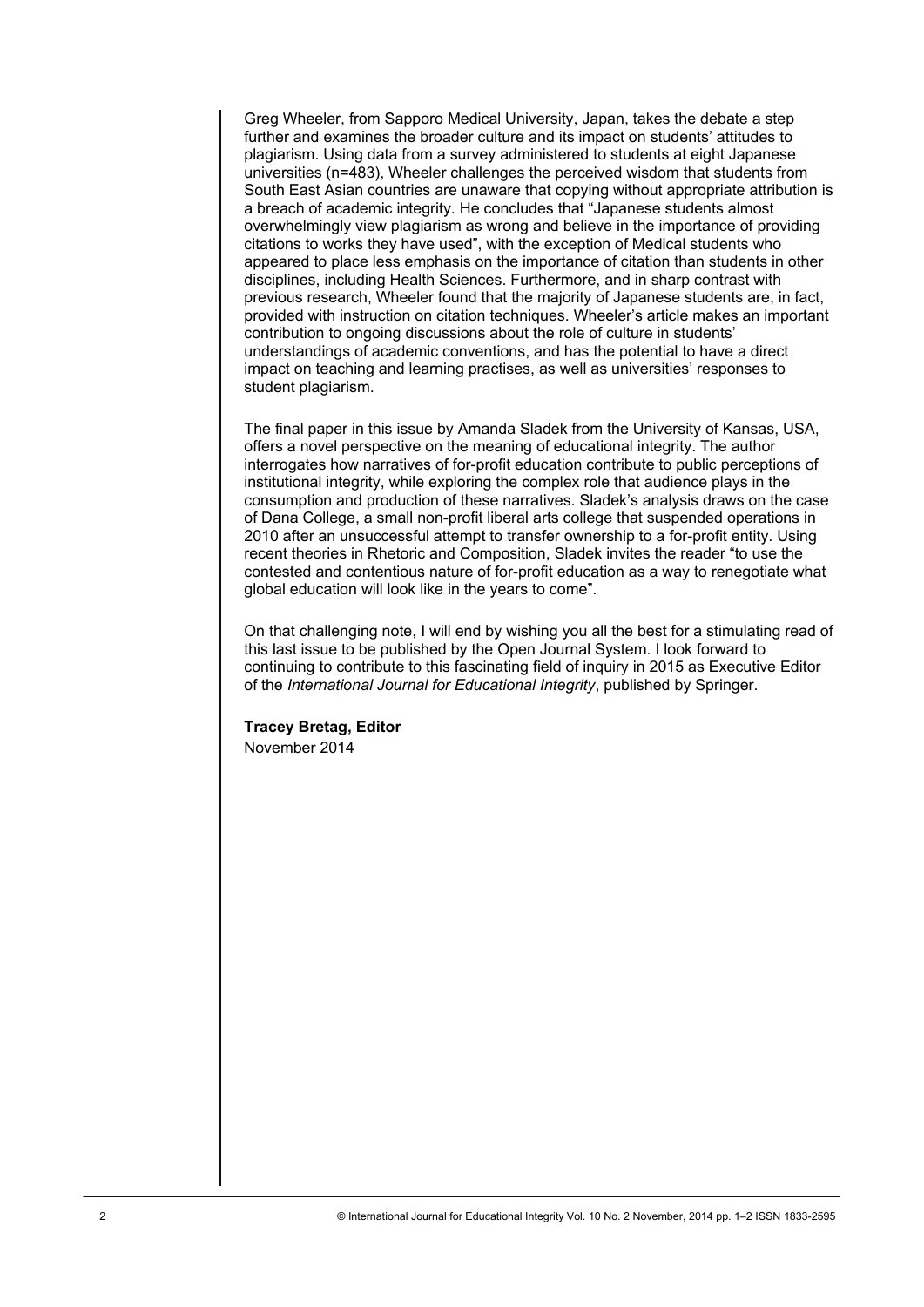Greg Wheeler, from Sapporo Medical University, Japan, takes the debate a step further and examines the broader culture and its impact on students' attitudes to plagiarism. Using data from a survey administered to students at eight Japanese universities (n=483), Wheeler challenges the perceived wisdom that students from South East Asian countries are unaware that copying without appropriate attribution is a breach of academic integrity. He concludes that "Japanese students almost overwhelmingly view plagiarism as wrong and believe in the importance of providing citations to works they have used", with the exception of Medical students who appeared to place less emphasis on the importance of citation than students in other disciplines, including Health Sciences. Furthermore, and in sharp contrast with previous research, Wheeler found that the majority of Japanese students are, in fact, provided with instruction on citation techniques. Wheeler's article makes an important contribution to ongoing discussions about the role of culture in students' understandings of academic conventions, and has the potential to have a direct impact on teaching and learning practises, as well as universities' responses to student plagiarism.

The final paper in this issue by Amanda Sladek from the University of Kansas, USA, offers a novel perspective on the meaning of educational integrity. The author interrogates how narratives of for-profit education contribute to public perceptions of institutional integrity, while exploring the complex role that audience plays in the consumption and production of these narratives. Sladek's analysis draws on the case of Dana College, a small non-profit liberal arts college that suspended operations in 2010 after an unsuccessful attempt to transfer ownership to a for-profit entity. Using recent theories in Rhetoric and Composition, Sladek invites the reader "to use the contested and contentious nature of for-profit education as a way to renegotiate what global education will look like in the years to come".

On that challenging note, I will end by wishing you all the best for a stimulating read of this last issue to be published by the Open Journal System. I look forward to continuing to contribute to this fascinating field of inquiry in 2015 as Executive Editor of the *International Journal for Educational Integrity*, published by Springer.

**Tracey Bretag, Editor**
November 2014